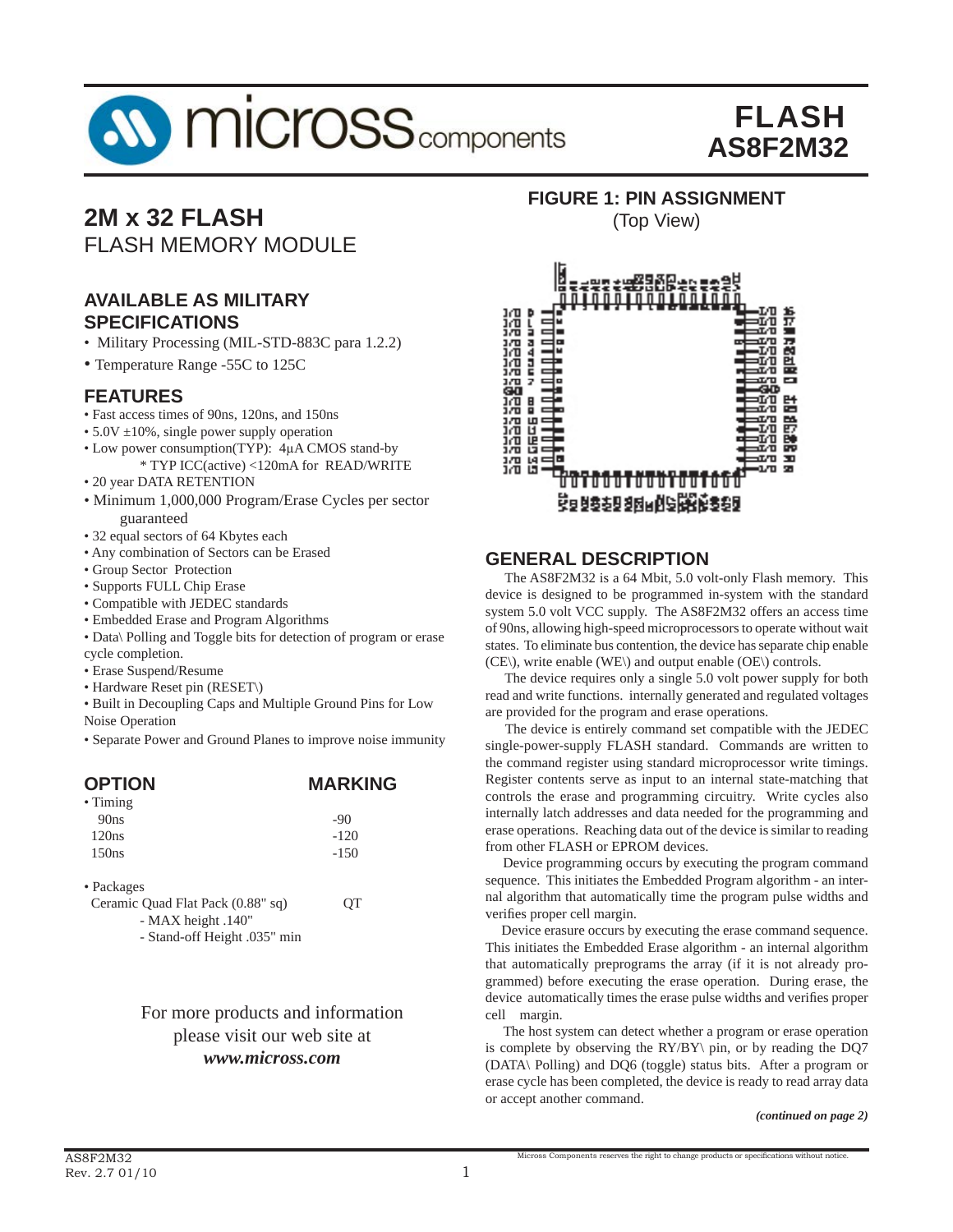# FLASH
# AS8F2M32

## 2M x 32 FLASH

FLASH MEMORY MODULE

### AVAILABLE AS MILITARY SPECIFICATIONS

- Military Processing (MIL-STD-883C para 1.2.2)
- Temperature Range -55C to 125C

### FEATURES

- Fast access times of 90ns, 120ns, and 150ns
- 5.0V ±10%, single power supply operation
- Low power consumption(TYP): 4µA CMOS stand-by
  \* TYP ICC(active) <120mA for READ/WRITE
- 20 year DATA RETENTION
- Minimum 1,000,000 Program/Erase Cycles per sector guaranteed
- 32 equal sectors of 64 Kbytes each
- Any combination of Sectors can be Erased
- Group Sector Protection
- Supports FULL Chip Erase
- Compatible with JEDEC standards
- Embedded Erase and Program Algorithms
- Data\ Polling and Toggle bits for detection of program or erase cycle completion.
- Erase Suspend/Resume
- Hardware Reset pin (RESET\)
- Built in Decoupling Caps and Multiple Ground Pins for Low Noise Operation
- Separate Power and Ground Planes to improve noise immunity

### OPTION / MARKING

| OPTION | MARKING |
|---|---|
| • Timing | |
| 90ns | -90 |
| 120ns | -120 |
| 150ns | -150 |
| • Packages | |
| Ceramic Quad Flat Pack (0.88" sq) - MAX height .140" - Stand-off Height .035" min | QT |

For more products and information please visit our web site at ***www.micross.com***

### FIGURE 1: PIN ASSIGNMENT

(Top View)

### GENERAL DESCRIPTION

The AS8F2M32 is a 64 Mbit, 5.0 volt-only Flash memory. This device is designed to be programmed in-system with the standard system 5.0 volt VCC supply. The AS8F2M32 offers an access time of 90ns, allowing high-speed microprocessors to operate without wait states. To eliminate bus contention, the device has separate chip enable (CE\), write enable (WE\) and output enable (OE\) controls.

The device requires only a single 5.0 volt power supply for both read and write functions. internally generated and regulated voltages are provided for the program and erase operations.

The device is entirely command set compatible with the JEDEC single-power-supply FLASH standard. Commands are written to the command register using standard microprocessor write timings. Register contents serve as input to an internal state-matching that controls the erase and programming circuitry. Write cycles also internally latch addresses and data needed for the programming and erase operations. Reaching data out of the device is similar to reading from other FLASH or EPROM devices.

Device programming occurs by executing the program command sequence. This initiates the Embedded Program algorithm - an internal algorithm that automatically time the program pulse widths and verifies proper cell margin.

Device erasure occurs by executing the erase command sequence. This initiates the Embedded Erase algorithm - an internal algorithm that automatically preprograms the array (if it is not already programmed) before executing the erase operation. During erase, the device automatically times the erase pulse widths and verifies proper cell margin.

The host system can detect whether a program or erase operation is complete by observing the RY/BY\ pin, or by reading the DQ7 (DATA\ Polling) and DQ6 (toggle) status bits. After a program or erase cycle has been completed, the device is ready to read array data or accept another command.

***(continued on page 2)***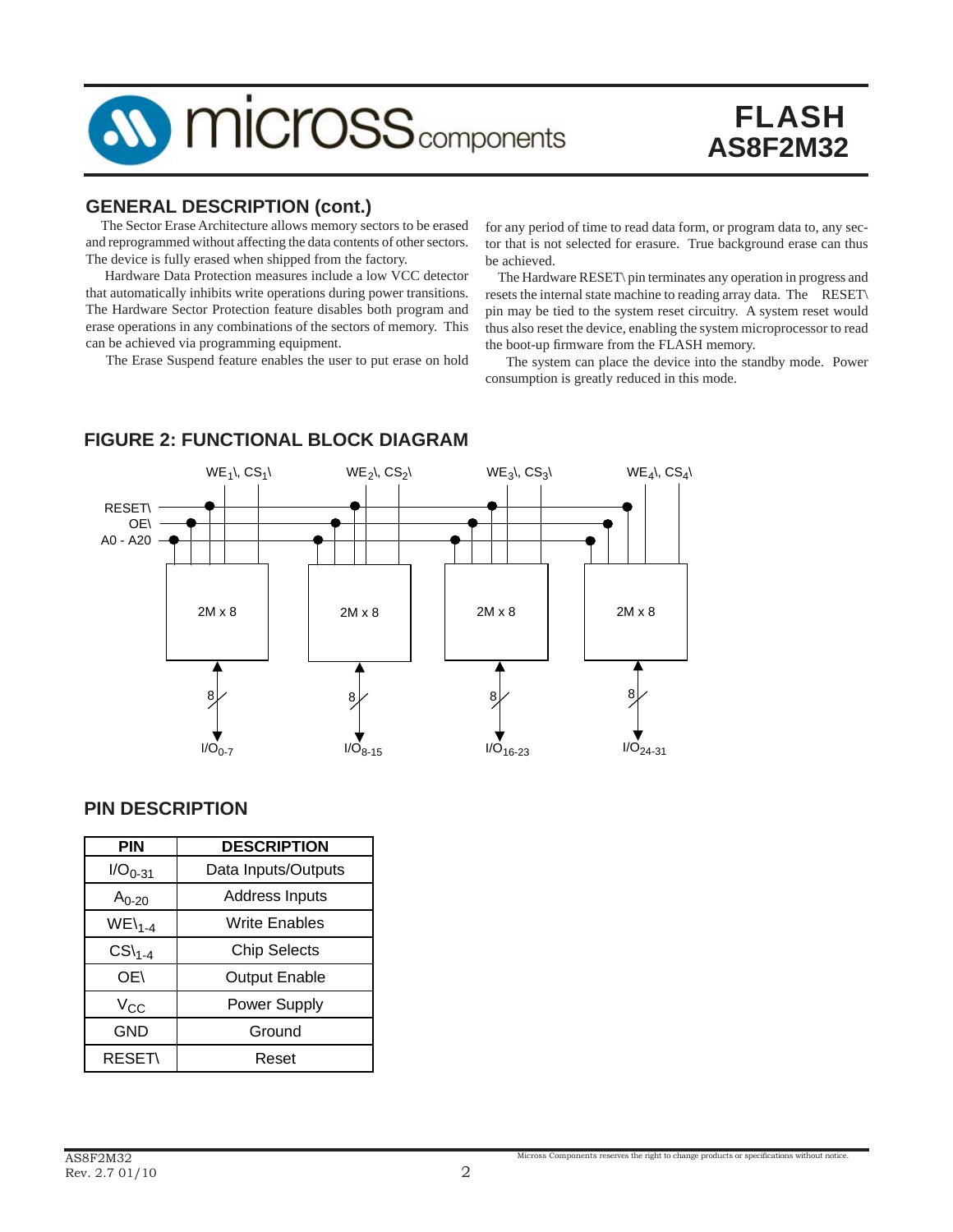## GENERAL DESCRIPTION (cont.)

The Sector Erase Architecture allows memory sectors to be erased and reprogrammed without affecting the data contents of other sectors. The device is fully erased when shipped from the factory.

Hardware Data Protection measures include a low VCC detector that automatically inhibits write operations during power transitions. The Hardware Sector Protection feature disables both program and erase operations in any combinations of the sectors of memory. This can be achieved via programming equipment.

The Erase Suspend feature enables the user to put erase on hold for any period of time to read data form, or program data to, any sector that is not selected for erasure. True background erase can thus be achieved.

The Hardware RESET\ pin terminates any operation in progress and resets the internal state machine to reading array data. The RESET\ pin may be tied to the system reset circuitry. A system reset would thus also reset the device, enabling the system microprocessor to read the boot-up firmware from the FLASH memory.

The system can place the device into the standby mode. Power consumption is greatly reduced in this mode.

## FIGURE 2: FUNCTIONAL BLOCK DIAGRAM

RESET\, OE\, A0 - A20 — four 2M x 8 blocks with $WE_1$\, $CS_1$\ / $WE_2$\, $CS_2$\ / $WE_3$\, $CS_3$\ / $WE_4$\, $CS_4$\; data buses (8 bits each): $I/O_{0-7}$, $I/O_{8-15}$, $I/O_{16-23}$, $I/O_{24-31}$

## PIN DESCRIPTION

| PIN | DESCRIPTION |
|---|---|
| $I/O_{0-31}$ | Data Inputs/Outputs |
| $A_{0-20}$ | Address Inputs |
| $WE\backslash_{1-4}$ | Write Enables |
| $CS\backslash_{1-4}$ | Chip Selects |
| OE\ | Output Enable |
| $V_{CC}$ | Power Supply |
| GND | Ground |
| RESET\ | Reset |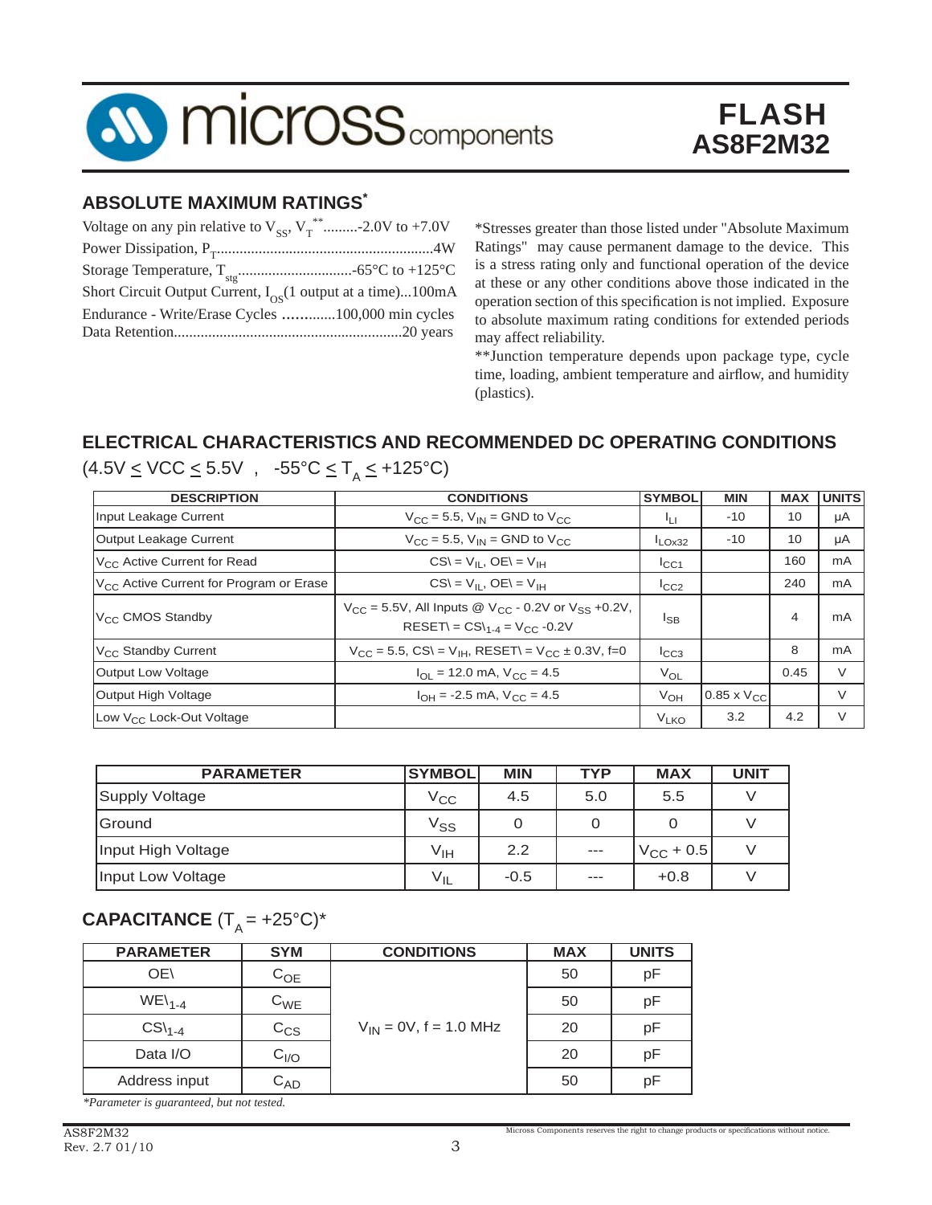## ABSOLUTE MAXIMUM RATINGS*

Voltage on any pin relative to $V_{SS}$, $V_T$**.........-2.0V to +7.0V
Power Dissipation, $P_T$........................................................4W
Storage Temperature, $T_{stg}$.............................-65°C to +125°C
Short Circuit Output Current, $I_{OS}$(1 output at a time)...100mA
Endurance - Write/Erase Cycles ..............100,000 min cycles
Data Retention...........................................................20 years

*Stresses greater than those listed under "Absolute Maximum Ratings" may cause permanent damage to the device. This is a stress rating only and functional operation of the device at these or any other conditions above those indicated in the operation section of this specification is not implied. Exposure to absolute maximum rating conditions for extended periods may affect reliability.

**Junction temperature depends upon package type, cycle time, loading, ambient temperature and airflow, and humidity (plastics).

## ELECTRICAL CHARACTERISTICS AND RECOMMENDED DC OPERATING CONDITIONS

($4.5V \leq VCC \leq 5.5V$ , $-55°C \leq T_A \leq +125°C$)

| DESCRIPTION | CONDITIONS | SYMBOL | MIN | MAX | UNITS |
|---|---|---|---|---|---|
| Input Leakage Current | $V_{CC}$ = 5.5, $V_{IN}$ = GND to $V_{CC}$ | $I_{LI}$ | -10 | 10 | µA |
| Output Leakage Current | $V_{CC}$ = 5.5, $V_{IN}$ = GND to $V_{CC}$ | $I_{LOx32}$ | -10 | 10 | µA |
| $V_{CC}$ Active Current for Read | CS\ = $V_{IL}$, OE\ = $V_{IH}$ | $I_{CC1}$ | | 160 | mA |
| $V_{CC}$ Active Current for Program or Erase | CS\ = $V_{IL}$, OE\ = $V_{IH}$ | $I_{CC2}$ | | 240 | mA |
| $V_{CC}$ CMOS Standby | $V_{CC}$ = 5.5V, All Inputs @ $V_{CC}$ - 0.2V or $V_{SS}$ +0.2V, RESET\ = CS\1-4 = $V_{CC}$ -0.2V | $I_{SB}$ | | 4 | mA |
| $V_{CC}$ Standby Current | $V_{CC}$ = 5.5, CS\ = $V_{IH}$, RESET\ = $V_{CC}$ ± 0.3V, f=0 | $I_{CC3}$ | | 8 | mA |
| Output Low Voltage | $I_{OL}$ = 12.0 mA, $V_{CC}$ = 4.5 | $V_{OL}$ | | 0.45 | V |
| Output High Voltage | $I_{OH}$ = -2.5 mA, $V_{CC}$ = 4.5 | $V_{OH}$ | 0.85 x $V_{CC}$ | | V |
| Low $V_{CC}$ Lock-Out Voltage | | $V_{LKO}$ | 3.2 | 4.2 | V |

| PARAMETER | SYMBOL | MIN | TYP | MAX | UNIT |
|---|---|---|---|---|---|
| Supply Voltage | $V_{CC}$ | 4.5 | 5.0 | 5.5 | V |
| Ground | $V_{SS}$ | 0 | 0 | 0 | V |
| Input High Voltage | $V_{IH}$ | 2.2 | --- | $V_{CC}$ + 0.5 | V |
| Input Low Voltage | $V_{IL}$ | -0.5 | --- | +0.8 | V |

## CAPACITANCE ($T_A$ = +25°C)*

| PARAMETER | SYM | CONDITIONS | MAX | UNITS |
|---|---|---|---|---|
| OE\ | $C_{OE}$ | $V_{IN}$ = 0V, f = 1.0 MHz | 50 | pF |
| WE\1-4 | $C_{WE}$ | | 50 | pF |
| CS\1-4 | $C_{CS}$ | | 20 | pF |
| Data I/O | $C_{I/O}$ | | 20 | pF |
| Address input | $C_{AD}$ | | 50 | pF |

*\*Parameter is guaranteed, but not tested.*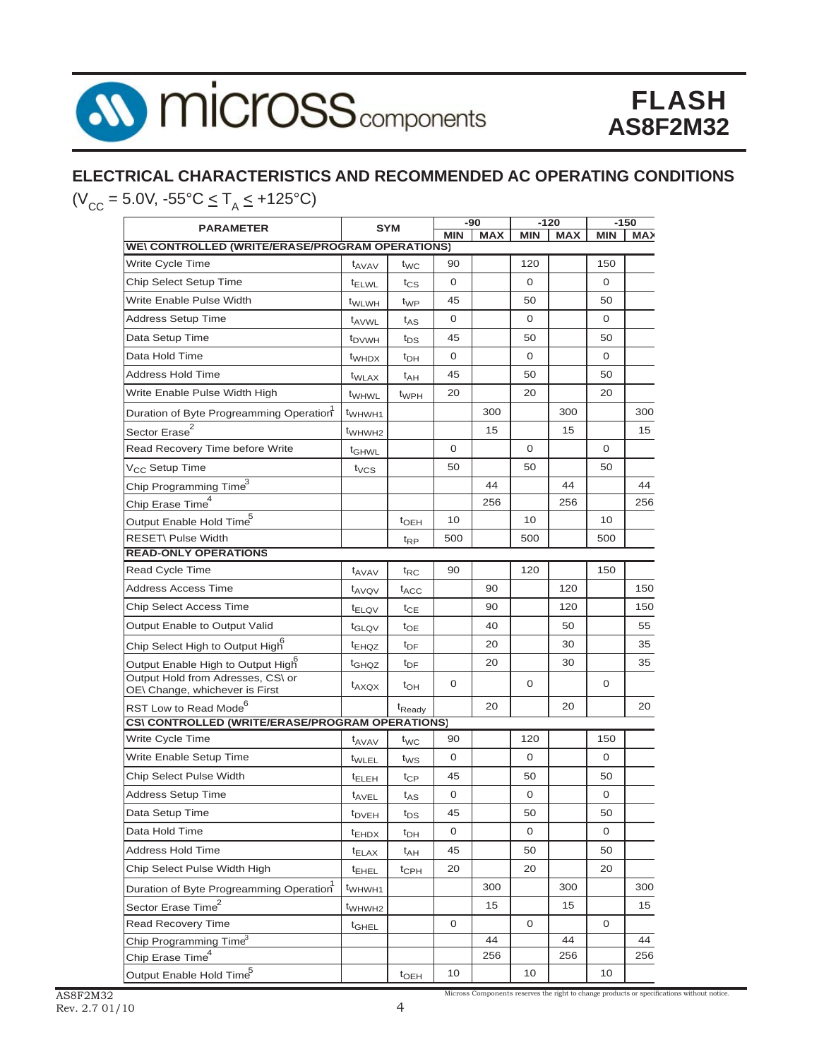## ELECTRICAL CHARACTERISTICS AND RECOMMENDED AC OPERATING CONDITIONS

($V_{CC}$ = 5.0V, -55°C ≤ $T_A$ ≤ +125°C)

| PARAMETER | SYM | | -90 | | -120 | | -150 | |
|---|---|---|---|---|---|---|---|---|
| | | | MIN | MAX | MIN | MAX | MIN | MAX |
| **WE\ CONTROLLED (WRITE/ERASE/PROGRAM OPERATIONS)** | | | | | | | | |
| Write Cycle Time | $t_{AVAV}$ | $t_{WC}$ | 90 | | 120 | | 150 | |
| Chip Select Setup Time | $t_{ELWL}$ | $t_{CS}$ | 0 | | 0 | | 0 | |
| Write Enable Pulse Width | $t_{WLWH}$ | $t_{WP}$ | 45 | | 50 | | 50 | |
| Address Setup Time | $t_{AVWL}$ | $t_{AS}$ | 0 | | 0 | | 0 | |
| Data Setup Time | $t_{DVWH}$ | $t_{DS}$ | 45 | | 50 | | 50 | |
| Data Hold Time | $t_{WHDX}$ | $t_{DH}$ | 0 | | 0 | | 0 | |
| Address Hold Time | $t_{WLAX}$ | $t_{AH}$ | 45 | | 50 | | 50 | |
| Write Enable Pulse Width High | $t_{WHWL}$ | $t_{WPH}$ | 20 | | 20 | | 20 | |
| Duration of Byte Programming Operation[1] | $t_{WHWH1}$ | | | 300 | | 300 | | 300 |
| Sector Erase[2] | $t_{WHWH2}$ | | | 15 | | 15 | | 15 |
| Read Recovery Time before Write | $t_{GHWL}$ | | 0 | | 0 | | 0 | |
| $V_{CC}$ Setup Time | $t_{VCS}$ | | 50 | | 50 | | 50 | |
| Chip Programming Time[3] | | | | 44 | | 44 | | 44 |
| Chip Erase Time[4] | | | | 256 | | 256 | | 256 |
| Output Enable Hold Time[5] | | $t_{OEH}$ | 10 | | 10 | | 10 | |
| RESET\ Pulse Width | | $t_{RP}$ | 500 | | 500 | | 500 | |
| **READ-ONLY OPERATIONS** | | | | | | | | |
| Read Cycle Time | $t_{AVAV}$ | $t_{RC}$ | 90 | | 120 | | 150 | |
| Address Access Time | $t_{AVQV}$ | $t_{ACC}$ | | 90 | | 120 | | 150 |
| Chip Select Access Time | $t_{ELQV}$ | $t_{CE}$ | | 90 | | 120 | | 150 |
| Output Enable to Output Valid | $t_{GLQV}$ | $t_{OE}$ | | 40 | | 50 | | 55 |
| Chip Select High to Output High[6] | $t_{EHQZ}$ | $t_{DF}$ | | 20 | | 30 | | 35 |
| Output Enable High to Output High[6] | $t_{GHQZ}$ | $t_{DF}$ | | 20 | | 30 | | 35 |
| Output Hold from Adresses, CS\ or OE\ Change, whichever is First | $t_{AXQX}$ | $t_{OH}$ | 0 | | 0 | | 0 | |
| RST Low to Read Mode[6] | | $t_{Ready}$ | | 20 | | 20 | | 20 |
| **CS\ CONTROLLED (WRITE/ERASE/PROGRAM OPERATIONS)** | | | | | | | | |
| Write Cycle Time | $t_{AVAV}$ | $t_{WC}$ | 90 | | 120 | | 150 | |
| Write Enable Setup Time | $t_{WLEL}$ | $t_{WS}$ | 0 | | 0 | | 0 | |
| Chip Select Pulse Width | $t_{ELEH}$ | $t_{CP}$ | 45 | | 50 | | 50 | |
| Address Setup Time | $t_{AVEL}$ | $t_{AS}$ | 0 | | 0 | | 0 | |
| Data Setup Time | $t_{DVEH}$ | $t_{DS}$ | 45 | | 50 | | 50 | |
| Data Hold Time | $t_{EHDX}$ | $t_{DH}$ | 0 | | 0 | | 0 | |
| Address Hold Time | $t_{ELAX}$ | $t_{AH}$ | 45 | | 50 | | 50 | |
| Chip Select Pulse Width High | $t_{EHEL}$ | $t_{CPH}$ | 20 | | 20 | | 20 | |
| Duration of Byte Programming Operation[1] | $t_{WHWH1}$ | | | 300 | | 300 | | 300 |
| Sector Erase Time[2] | $t_{WHWH2}$ | | | 15 | | 15 | | 15 |
| Read Recovery Time | $t_{GHEL}$ | | 0 | | 0 | | 0 | |
| Chip Programming Time[3] | | | | 44 | | 44 | | 44 |
| Chip Erase Time[4] | | | | 256 | | 256 | | 256 |
| Output Enable Hold Time[5] | | $t_{OEH}$ | 10 | | 10 | | 10 | |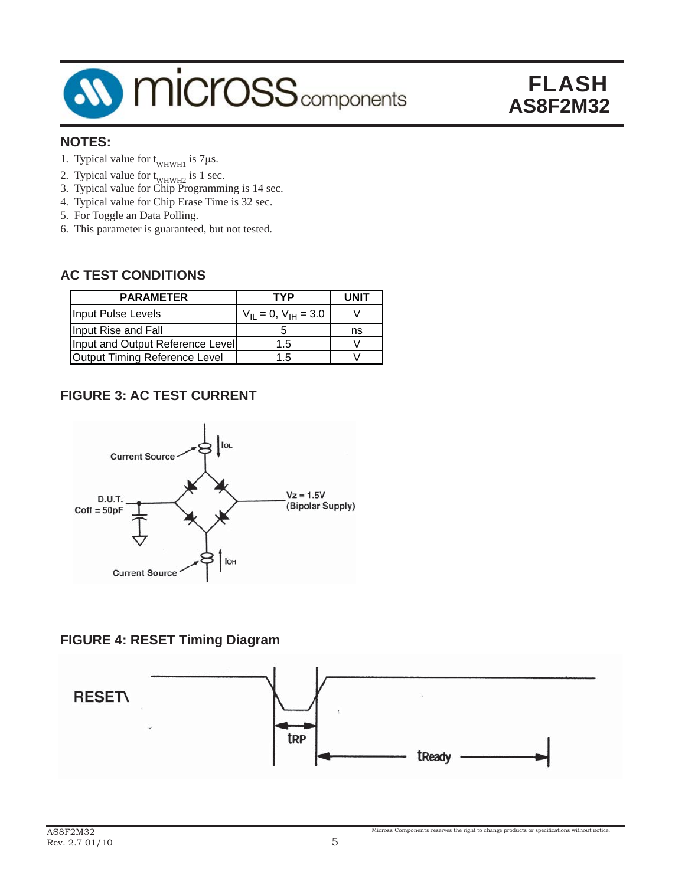## NOTES:

1. Typical value for $t_{WHWH1}$ is 7µs.
2. Typical value for $t_{WHWH2}$ is 1 sec.
3. Typical value for Chip Programming is 14 sec.
4. Typical value for Chip Erase Time is 32 sec.
5. For Toggle an Data Polling.
6. This parameter is guaranteed, but not tested.

## AC TEST CONDITIONS

| PARAMETER | TYP | UNIT |
|---|---|---|
| Input Pulse Levels | $V_{IL}$ = 0, $V_{IH}$ = 3.0 | V |
| Input Rise and Fall | 5 | ns |
| Input and Output Reference Level | 1.5 | V |
| Output Timing Reference Level | 1.5 | V |

## FIGURE 3: AC TEST CURRENT

Current Source $I_{OL}$

D.U.T. Coff = 50pF

Vz = 1.5V (Bipolar Supply)

Current Source $I_{OH}$

## FIGURE 4: RESET Timing Diagram

RESET\

tRP

tReady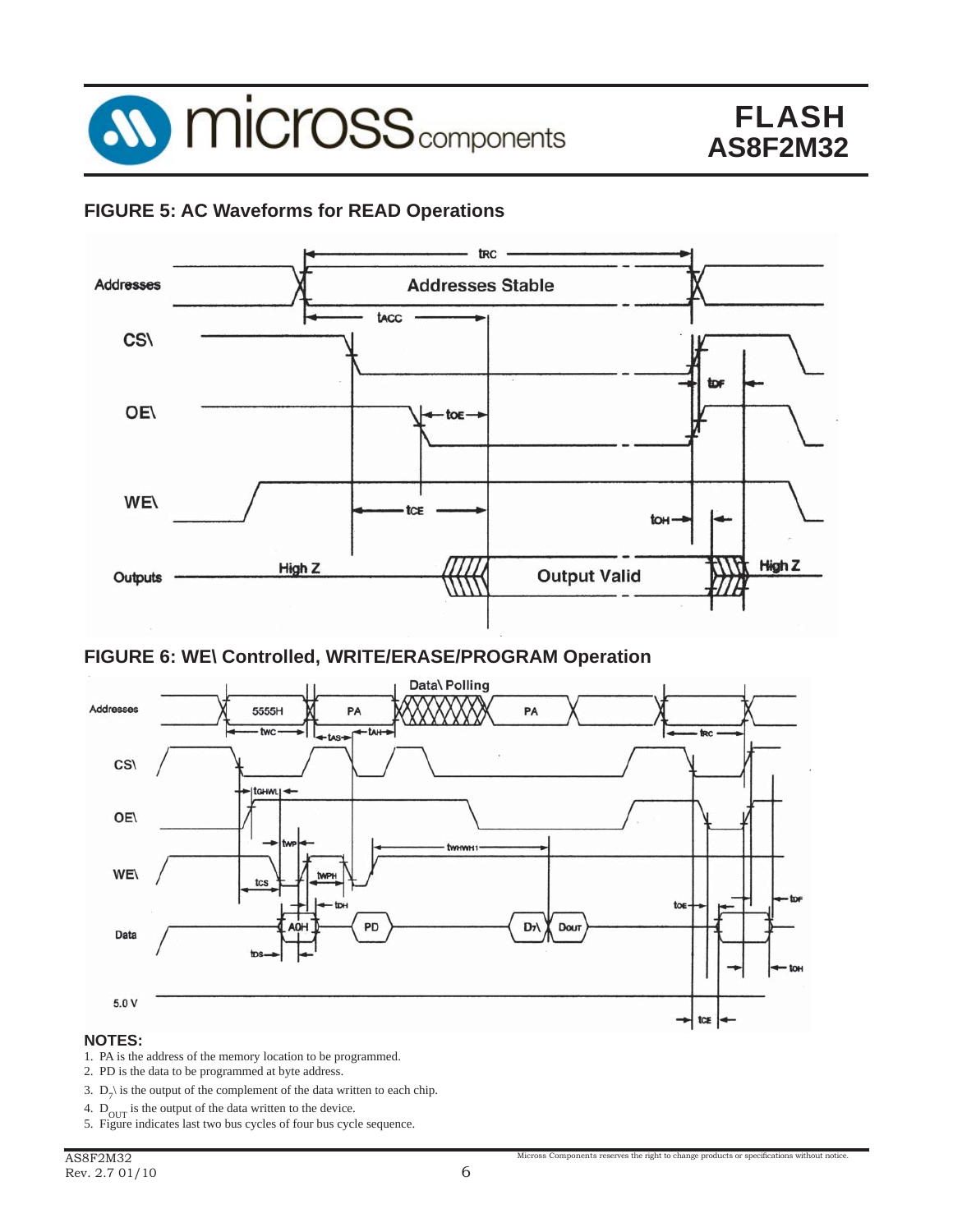## FIGURE 5: AC Waveforms for READ Operations

## FIGURE 6: WE\ Controlled, WRITE/ERASE/PROGRAM Operation

**NOTES:**

1. PA is the address of the memory location to be programmed.
2. PD is the data to be programmed at byte address.
3. $D_7\backslash$ is the output of the complement of the data written to each chip.
4. $D_{OUT}$ is the output of the data written to the device.
5. Figure indicates last two bus cycles of four bus cycle sequence.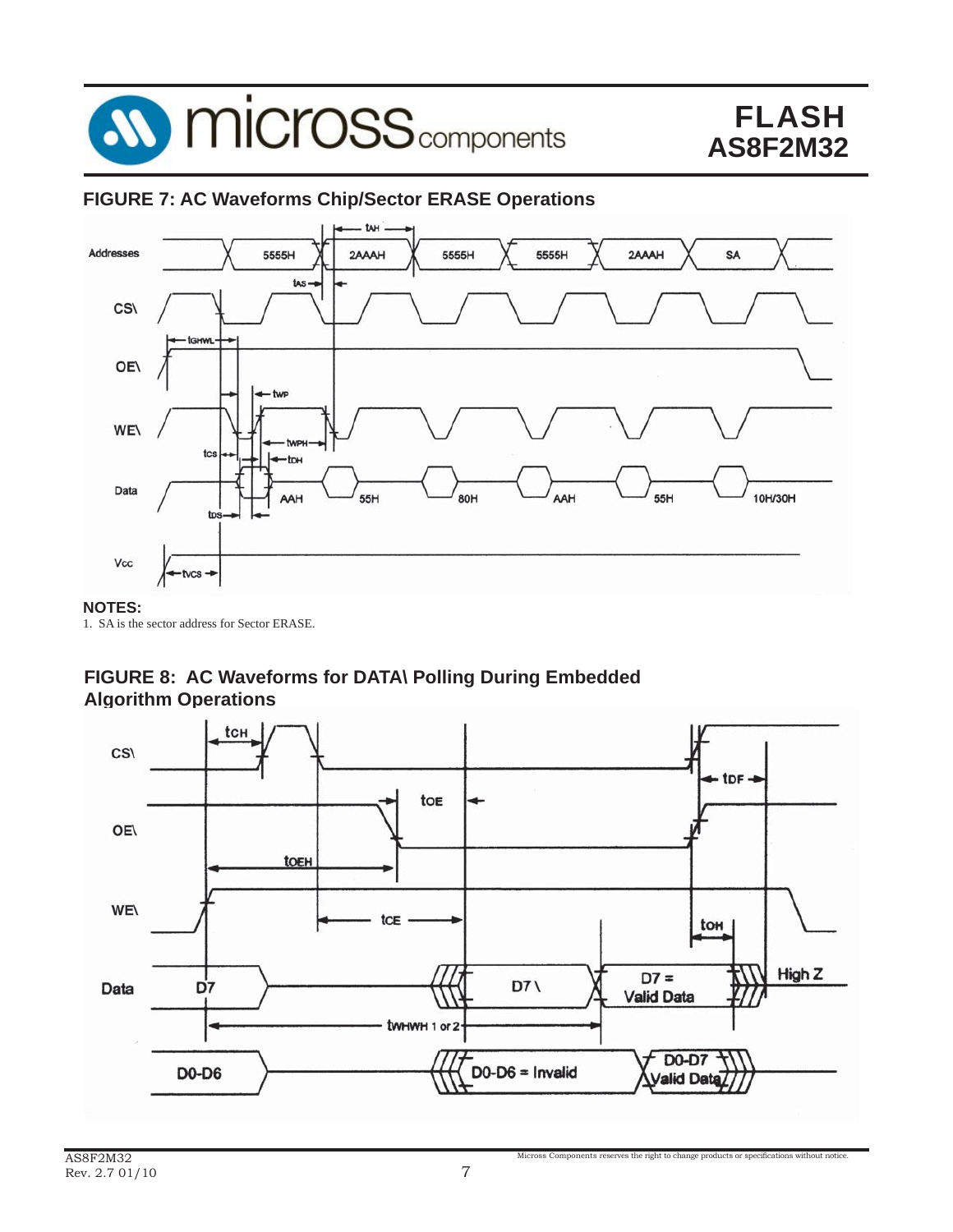## FIGURE 7: AC Waveforms Chip/Sector ERASE Operations

**NOTES:**

1. SA is the sector address for Sector ERASE.

## FIGURE 8: AC Waveforms for DATA\ Polling During Embedded Algorithm Operations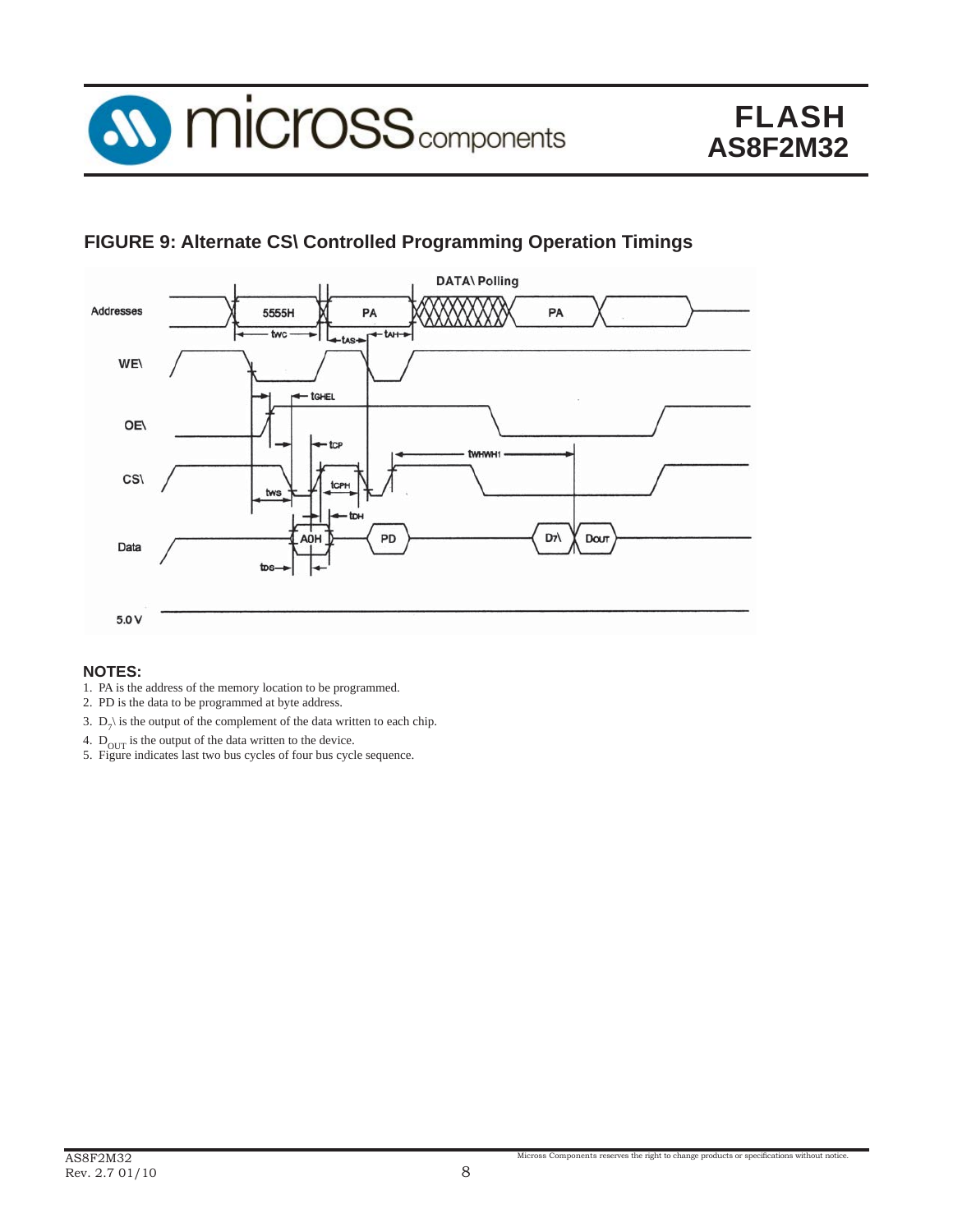## FIGURE 9: Alternate CS\ Controlled Programming Operation Timings

**NOTES:**

1. PA is the address of the memory location to be programmed.
2. PD is the data to be programmed at byte address.
3. $D_7$\ is the output of the complement of the data written to each chip.
4. $D_{OUT}$ is the output of the data written to the device.
5. Figure indicates last two bus cycles of four bus cycle sequence.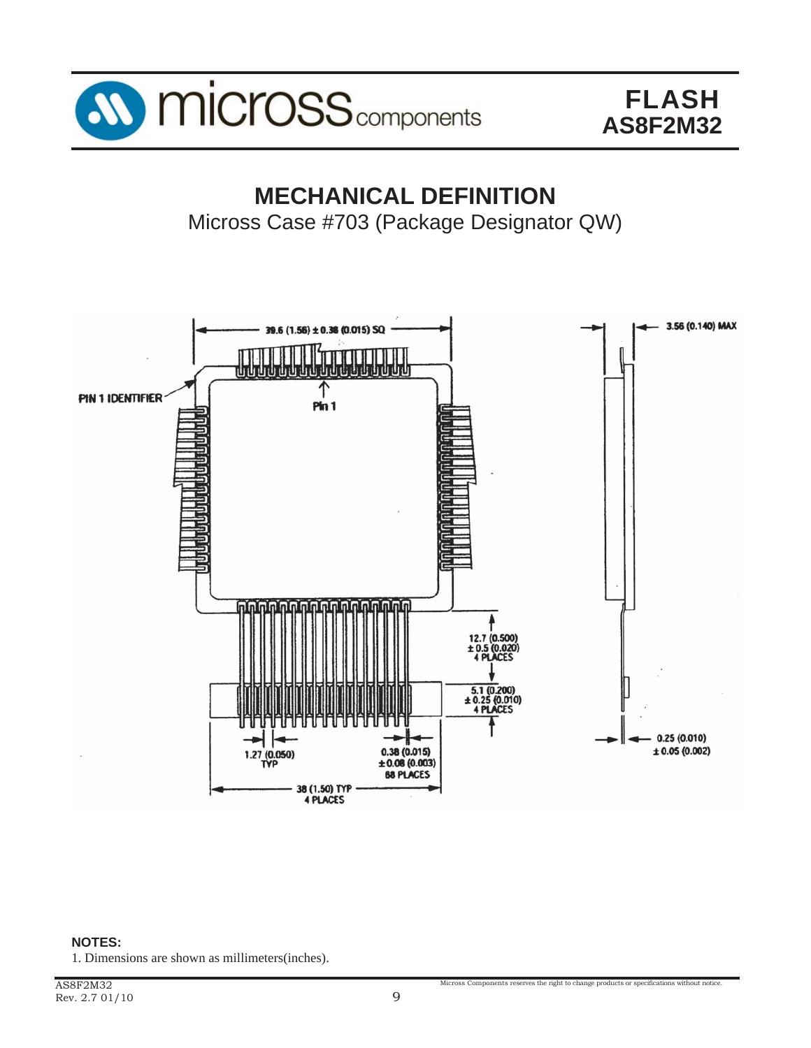## MECHANICAL DEFINITION

Micross Case #703 (Package Designator QW)

39.6 (1.56) ± 0.38 (0.015) SQ

3.56 (0.140) MAX

PIN 1 IDENTIFIER

Pin 1

12.7 (0.500) ± 0.5 (0.020) 4 PLACES

5.1 (0.200) ± 0.25 (0.010) 4 PLACES

0.25 (0.010) ± 0.05 (0.002)

1.27 (0.050) TYP

0.38 (0.015) ± 0.08 (0.003) 68 PLACES

38 (1.50) TYP 4 PLACES

**NOTES:**

1. Dimensions are shown as millimeters(inches).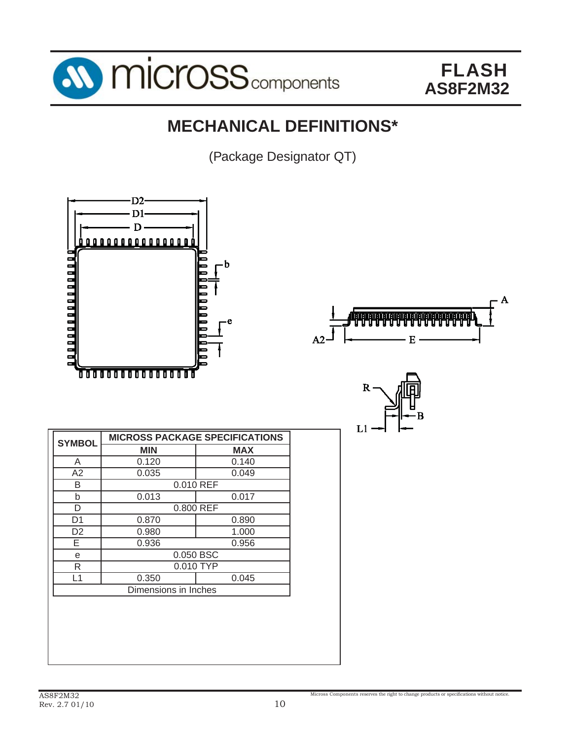# MECHANICAL DEFINITIONS*

(Package Designator QT)

| SYMBOL | MICROSS PACKAGE SPECIFICATIONS | |
|---|---|---|
| | MIN | MAX |
| A | 0.120 | 0.140 |
| A2 | 0.035 | 0.049 |
| B | 0.010 REF | |
| b | 0.013 | 0.017 |
| D | 0.800 REF | |
| D1 | 0.870 | 0.890 |
| D2 | 0.980 | 1.000 |
| E | 0.936 | 0.956 |
| e | 0.050 BSC | |
| R | 0.010 TYP | |
| L1 | 0.350 | 0.045 |
| Dimensions in Inches | | |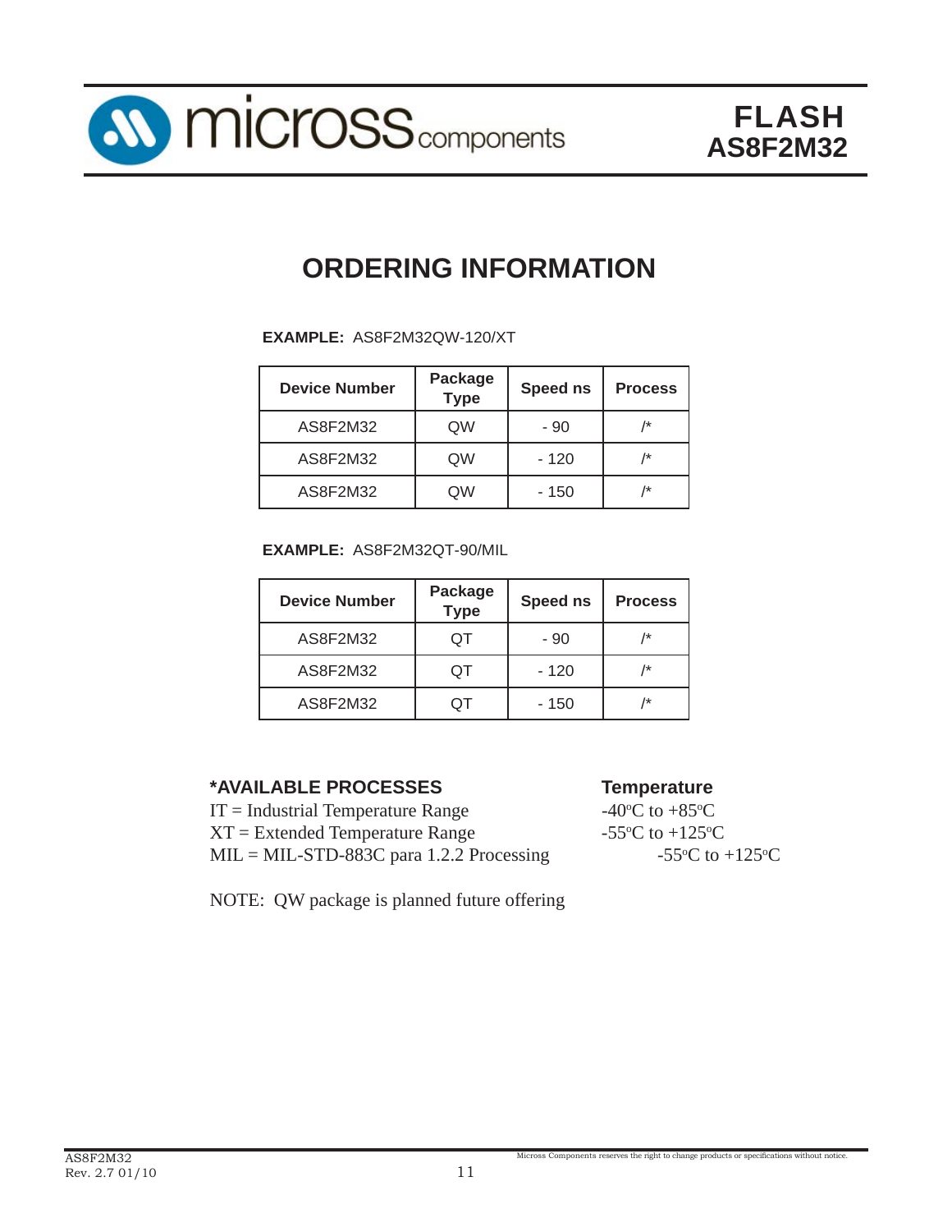# ORDERING INFORMATION

**EXAMPLE:** AS8F2M32QW-120/XT

| Device Number | Package Type | Speed ns | Process |
|---|---|---|---|
| AS8F2M32 | QW | - 90 | /* |
| AS8F2M32 | QW | - 120 | /* |
| AS8F2M32 | QW | - 150 | /* |

**EXAMPLE:** AS8F2M32QT-90/MIL

| Device Number | Package Type | Speed ns | Process |
|---|---|---|---|
| AS8F2M32 | QT | - 90 | /* |
| AS8F2M32 | QT | - 120 | /* |
| AS8F2M32 | QT | - 150 | /* |

| ***AVAILABLE PROCESSES** | **Temperature** |
|---|---|
| IT = Industrial Temperature Range | -40°C to +85°C |
| XT = Extended Temperature Range | -55°C to +125°C |
| MIL = MIL-STD-883C para 1.2.2 Processing | -55°C to +125°C |

NOTE: QW package is planned future offering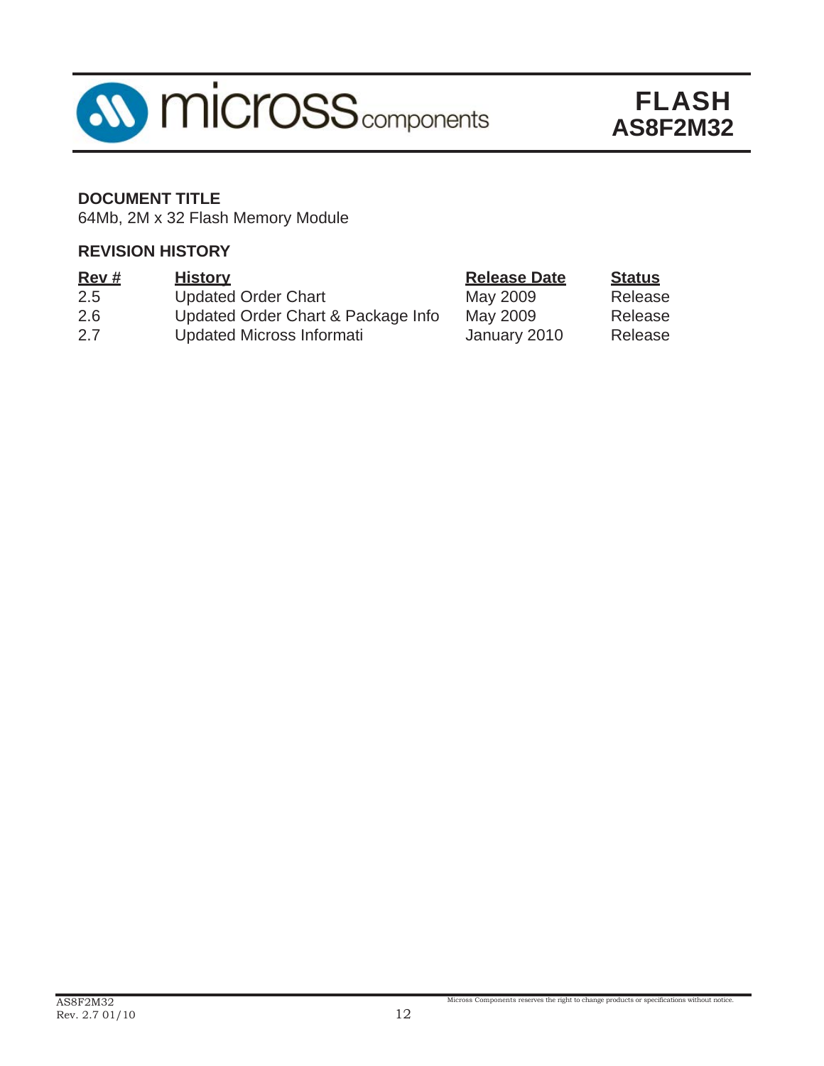**FLASH**
**AS8F2M32**

## DOCUMENT TITLE

64Mb, 2M x 32 Flash Memory Module

## REVISION HISTORY

| Rev # | History | Release Date | Status |
|---|---|---|---|
| 2.5 | Updated Order Chart | May 2009 | Release |
| 2.6 | Updated Order Chart & Package Info | May 2009 | Release |
| 2.7 | Updated Micross Informati | January 2010 | Release |